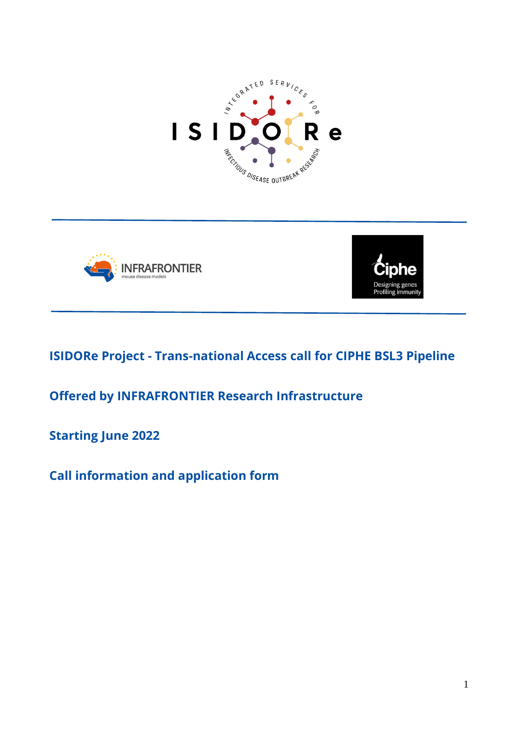# ISIDORe Project - Trans-national Access call for CIPHE BSL3 Pipeline

## Offered by INFRAFRONTIER Research Infrastructure

## Starting June 2022

## Call information and application form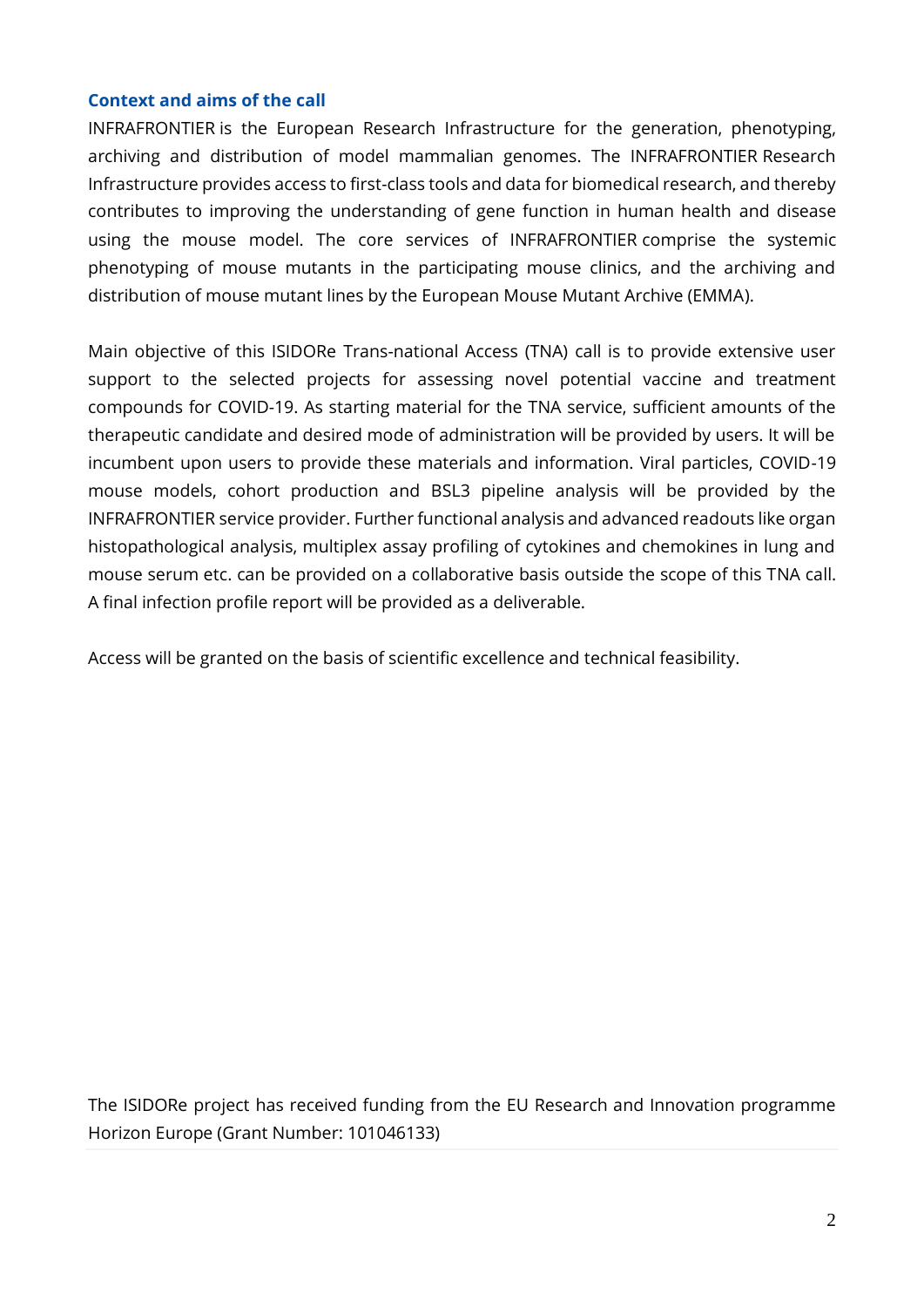## Context and aims of the call

INFRAFRONTIER is the European Research Infrastructure for the generation, phenotyping, archiving and distribution of model mammalian genomes. The INFRAFRONTIER Research Infrastructure provides access to first-class tools and data for biomedical research, and thereby contributes to improving the understanding of gene function in human health and disease using the mouse model. The core services of INFRAFRONTIER comprise the systemic phenotyping of mouse mutants in the participating mouse clinics, and the archiving and distribution of mouse mutant lines by the European Mouse Mutant Archive (EMMA).

Main objective of this ISIDORe Trans-national Access (TNA) call is to provide extensive user support to the selected projects for assessing novel potential vaccine and treatment compounds for COVID-19. As starting material for the TNA service, sufficient amounts of the therapeutic candidate and desired mode of administration will be provided by users. It will be incumbent upon users to provide these materials and information. Viral particles, COVID-19 mouse models, cohort production and BSL3 pipeline analysis will be provided by the INFRAFRONTIER service provider. Further functional analysis and advanced readouts like organ histopathological analysis, multiplex assay profiling of cytokines and chemokines in lung and mouse serum etc. can be provided on a collaborative basis outside the scope of this TNA call. A final infection profile report will be provided as a deliverable.

Access will be granted on the basis of scientific excellence and technical feasibility.

The ISIDORe project has received funding from the EU Research and Innovation programme Horizon Europe (Grant Number: 101046133)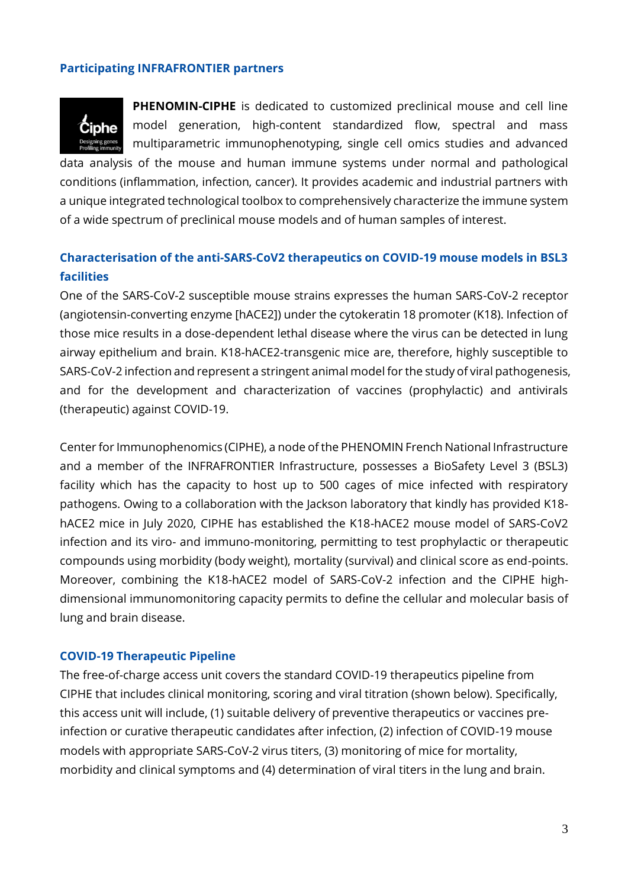### Participating INFRAFRONTIER partners

**PHENOMIN-CIPHE** is dedicated to customized preclinical mouse and cell line model generation, high-content standardized flow, spectral and mass multiparametric immunophenotyping, single cell omics studies and advanced data analysis of the mouse and human immune systems under normal and pathological conditions (inflammation, infection, cancer). It provides academic and industrial partners with a unique integrated technological toolbox to comprehensively characterize the immune system of a wide spectrum of preclinical mouse models and of human samples of interest.

### Characterisation of the anti-SARS-CoV2 therapeutics on COVID-19 mouse models in BSL3 facilities

One of the SARS-CoV-2 susceptible mouse strains expresses the human SARS-CoV-2 receptor (angiotensin-converting enzyme [hACE2]) under the cytokeratin 18 promoter (K18). Infection of those mice results in a dose-dependent lethal disease where the virus can be detected in lung airway epithelium and brain. K18-hACE2-transgenic mice are, therefore, highly susceptible to SARS-CoV-2 infection and represent a stringent animal model for the study of viral pathogenesis, and for the development and characterization of vaccines (prophylactic) and antivirals (therapeutic) against COVID-19.

Center for Immunophenomics (CIPHE), a node of the PHENOMIN French National Infrastructure and a member of the INFRAFRONTIER Infrastructure, possesses a BioSafety Level 3 (BSL3) facility which has the capacity to host up to 500 cages of mice infected with respiratory pathogens. Owing to a collaboration with the Jackson laboratory that kindly has provided K18-hACE2 mice in July 2020, CIPHE has established the K18-hACE2 mouse model of SARS-CoV2 infection and its viro- and immuno-monitoring, permitting to test prophylactic or therapeutic compounds using morbidity (body weight), mortality (survival) and clinical score as end-points. Moreover, combining the K18-hACE2 model of SARS-CoV-2 infection and the CIPHE high-dimensional immunomonitoring capacity permits to define the cellular and molecular basis of lung and brain disease.

### COVID-19 Therapeutic Pipeline

The free-of-charge access unit covers the standard COVID-19 therapeutics pipeline from CIPHE that includes clinical monitoring, scoring and viral titration (shown below). Specifically, this access unit will include, (1) suitable delivery of preventive therapeutics or vaccines pre-infection or curative therapeutic candidates after infection, (2) infection of COVID-19 mouse models with appropriate SARS-CoV-2 virus titers, (3) monitoring of mice for mortality, morbidity and clinical symptoms and (4) determination of viral titers in the lung and brain.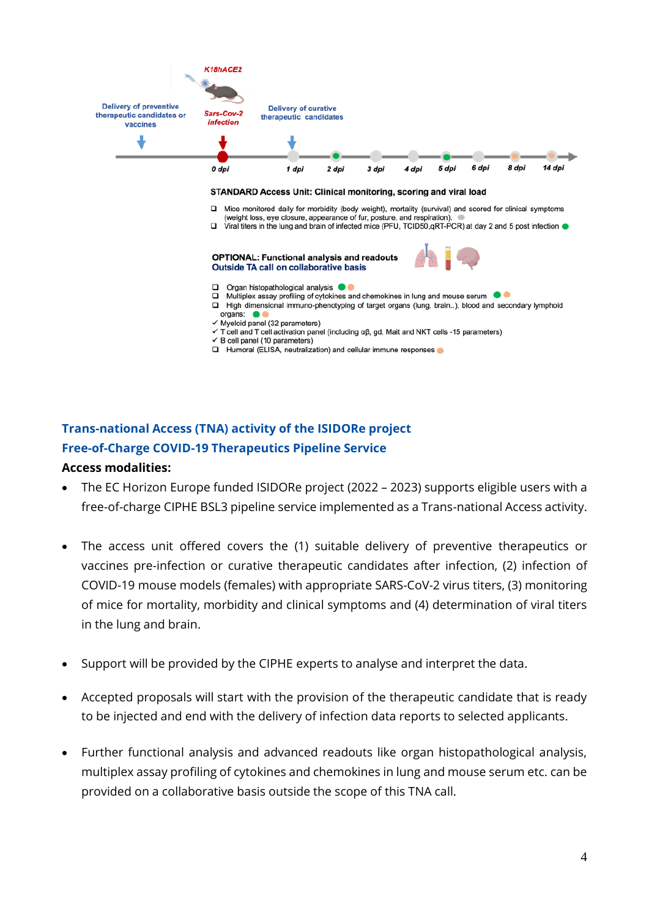K18hACE2

Delivery of preventive therapeutic candidates or vaccines

Sars-Cov-2 infection

Delivery of curative therapeutic candidates

0 dpi | 1 dpi | 2 dpi | 3 dpi | 4 dpi | 5 dpi | 6 dpi | 8 dpi | 14 dpi

**STANDARD Access Unit: Clinical monitoring, scoring and viral load**

- ❑ Mice monitored daily for morbidity (body weight), mortality (survival) and scored for clinical symptoms (weight loss, eye closure, appearance of fur, posture, and respiration).
- ❑ Viral titers in the lung and brain of infected mice (PFU, TCID50,qRT-PCR) at day 2 and 5 post infection

**OPTIONAL: Functional analysis and readouts**
**Outside TA call on collaborative basis**

- ❑ Organ histopathological analysis
- ❑ Multiplex assay profiling of cytokines and chemokines in lung and mouse serum
- ❑ High dimensional immuno-phenotyping of target organs (lung, brain..), blood and secondary lymphoid organs:
  - ✓ Myeloid panel (32 parameters)
  - ✓ T cell and T cell activation panel (including αβ, gd, Mait and NKT cells -15 parameters)
  - ✓ B cell panel (10 parameters)
- ❑ Humoral (ELISA, neutralization) and cellular immune responses

## Trans-national Access (TNA) activity of the ISIDORe project
## Free-of-Charge COVID-19 Therapeutics Pipeline Service

**Access modalities:**

- The EC Horizon Europe funded ISIDORe project (2022 – 2023) supports eligible users with a free-of-charge CIPHE BSL3 pipeline service implemented as a Trans-national Access activity.

- The access unit offered covers the (1) suitable delivery of preventive therapeutics or vaccines pre-infection or curative therapeutic candidates after infection, (2) infection of COVID-19 mouse models (females) with appropriate SARS-CoV-2 virus titers, (3) monitoring of mice for mortality, morbidity and clinical symptoms and (4) determination of viral titers in the lung and brain.

- Support will be provided by the CIPHE experts to analyse and interpret the data.

- Accepted proposals will start with the provision of the therapeutic candidate that is ready to be injected and end with the delivery of infection data reports to selected applicants.

- Further functional analysis and advanced readouts like organ histopathological analysis, multiplex assay profiling of cytokines and chemokines in lung and mouse serum etc. can be provided on a collaborative basis outside the scope of this TNA call.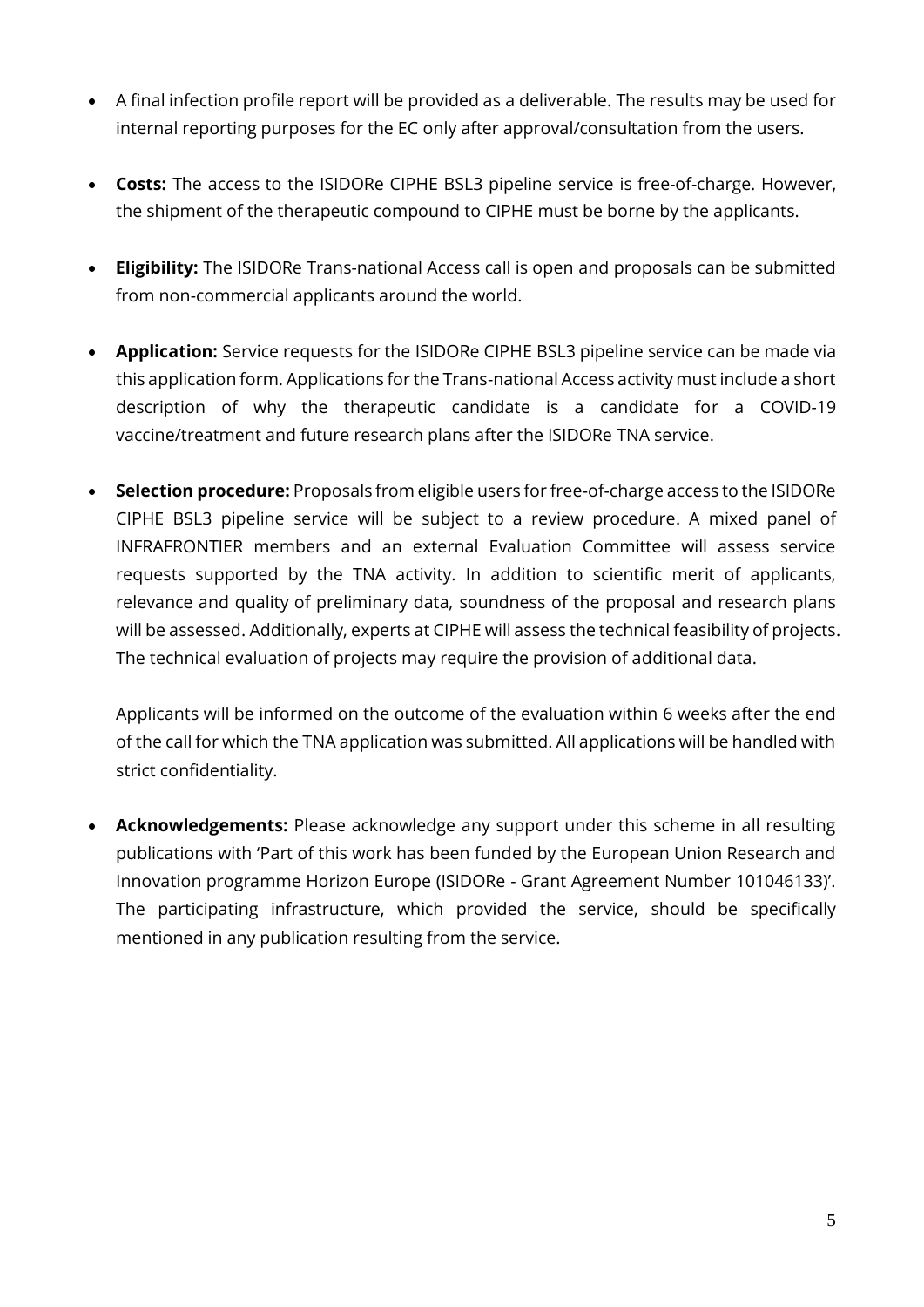- A final infection profile report will be provided as a deliverable. The results may be used for internal reporting purposes for the EC only after approval/consultation from the users.

- **Costs:** The access to the ISIDORe CIPHE BSL3 pipeline service is free-of-charge. However, the shipment of the therapeutic compound to CIPHE must be borne by the applicants.

- **Eligibility:** The ISIDORe Trans-national Access call is open and proposals can be submitted from non-commercial applicants around the world.

- **Application:** Service requests for the ISIDORe CIPHE BSL3 pipeline service can be made via this application form. Applications for the Trans-national Access activity must include a short description of why the therapeutic candidate is a candidate for a COVID-19 vaccine/treatment and future research plans after the ISIDORe TNA service.

- **Selection procedure:** Proposals from eligible users for free-of-charge access to the ISIDORe CIPHE BSL3 pipeline service will be subject to a review procedure. A mixed panel of INFRAFRONTIER members and an external Evaluation Committee will assess service requests supported by the TNA activity. In addition to scientific merit of applicants, relevance and quality of preliminary data, soundness of the proposal and research plans will be assessed. Additionally, experts at CIPHE will assess the technical feasibility of projects. The technical evaluation of projects may require the provision of additional data.

  Applicants will be informed on the outcome of the evaluation within 6 weeks after the end of the call for which the TNA application was submitted. All applications will be handled with strict confidentiality.

- **Acknowledgements:** Please acknowledge any support under this scheme in all resulting publications with 'Part of this work has been funded by the European Union Research and Innovation programme Horizon Europe (ISIDORe - Grant Agreement Number 101046133)'. The participating infrastructure, which provided the service, should be specifically mentioned in any publication resulting from the service.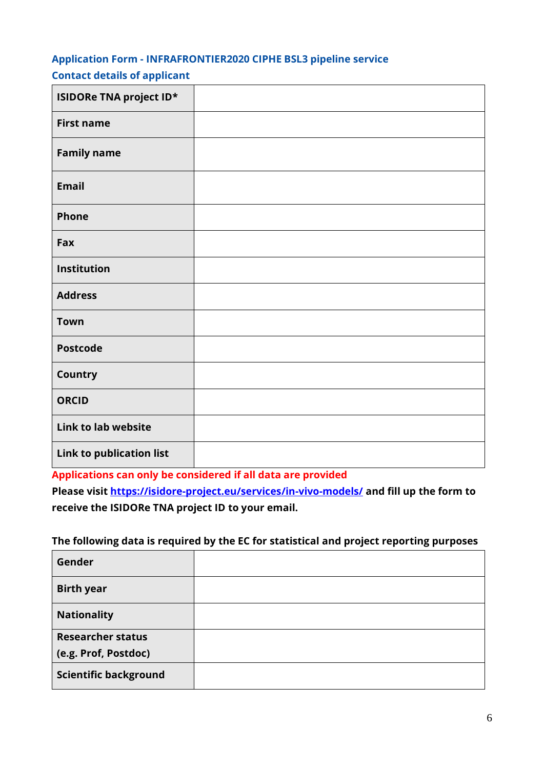## Application Form - INFRAFRONTIER2020 CIPHE BSL3 pipeline service

### Contact details of applicant

| | |
|---|---|
| **ISIDORe TNA project ID*** | |
| **First name** | |
| **Family name** | |
| **Email** | |
| **Phone** | |
| **Fax** | |
| **Institution** | |
| **Address** | |
| **Town** | |
| **Postcode** | |
| **Country** | |
| **ORCID** | |
| **Link to lab website** | |
| **Link to publication list** | |

**Applications can only be considered if all data are provided**

**Please visit [https://isidore-project.eu/services/in-vivo-models/](https://isidore-project.eu/services/in-vivo-models/) and fill up the form to receive the ISIDORe TNA project ID to your email.**

**The following data is required by the EC for statistical and project reporting purposes**

| | |
|---|---|
| **Gender** | |
| **Birth year** | |
| **Nationality** | |
| **Researcher status (e.g. Prof, Postdoc)** | |
| **Scientific background** | |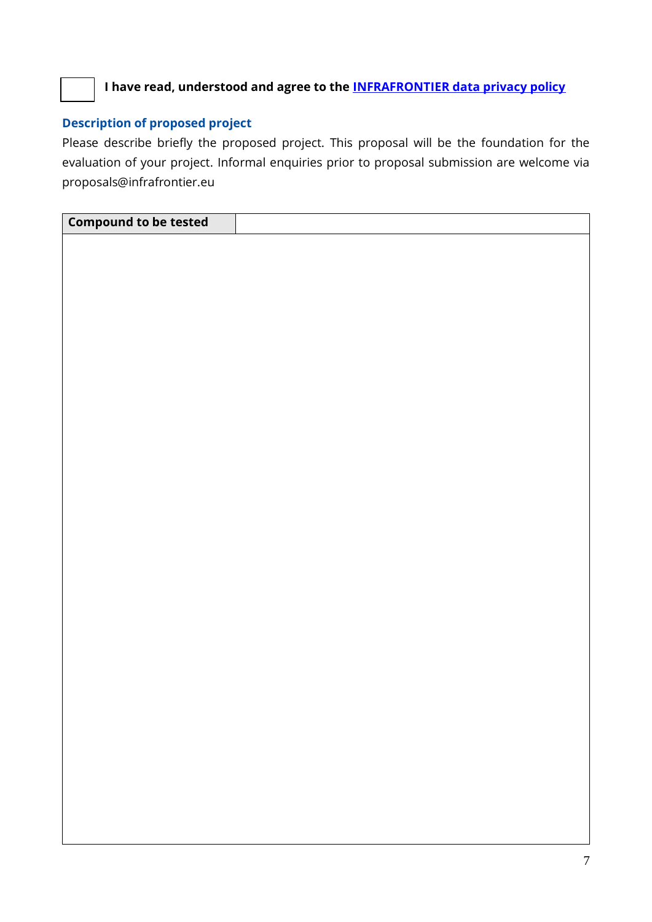☐ **I have read, understood and agree to the [INFRAFRONTIER data privacy policy]()**

## Description of proposed project

Please describe briefly the proposed project. This proposal will be the foundation for the evaluation of your project. Informal enquiries prior to proposal submission are welcome via proposals@infrafrontier.eu

| **Compound to be tested** | |
| --- | --- |
| | |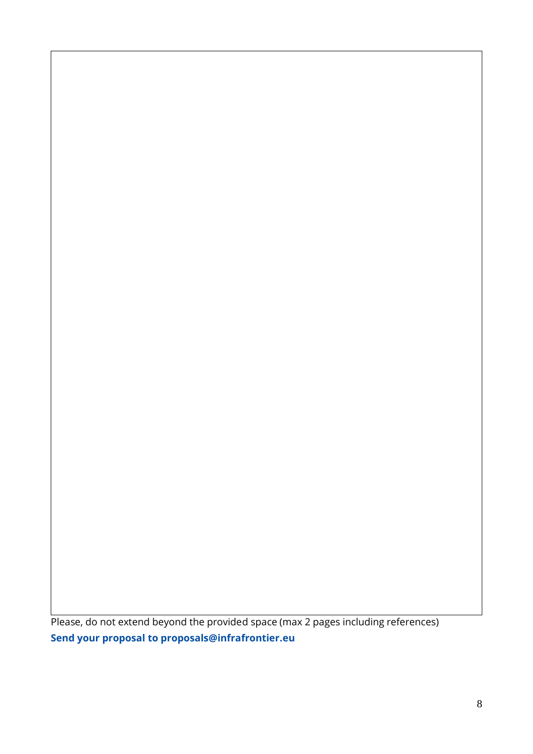Please, do not extend beyond the provided space (max 2 pages including references)

**Send your proposal to proposals@infrafrontier.eu**